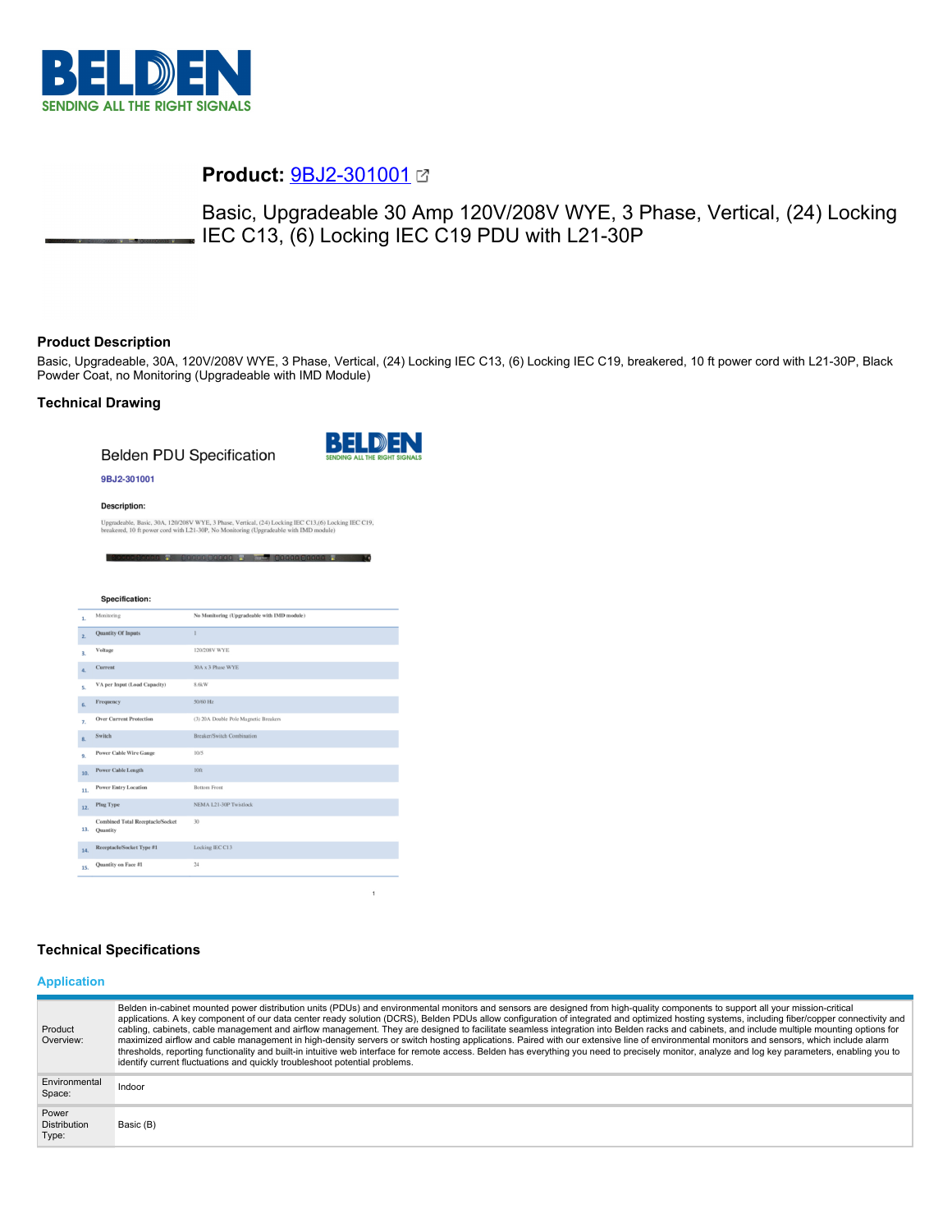# Product: 9BJ2-301001

Basic, Upgradeable 30 Amp 120V/208V WYE, 3 Phase, Vertical, (24) Locking IEC C13, (6) Locking IEC C19 PDU with L21-30P

## Product Description

Basic, Upgradeable, 30A, 120V/208V WYE, 3 Phase, Vertical, (24) Locking IEC C13, (6) Locking IEC C19, breakered, 10 ft power cord with L21-30P, Black Powder Coat, no Monitoring (Upgradeable with IMD Module)

## Technical Drawing

Belden PDU Specification

9BJ2-301001

**Description:**

Upgradeable, Basic, 30A, 120/208V WYE, 3 Phase, Vertical, (24) Locking IEC C13,(6) Locking IEC C19, breakered, 10 ft power cord with L21-30P, No Monitoring (Upgradeable with IMD module)

**Specification:**

| # | Item | Value |
|---|---|---|
| 1. | Monitoring | No Monitoring (Upgradeable with IMD module) |
| 2. | Quantity Of Inputs | 1 |
| 3. | Voltage | 120/208V WYE |
| 4. | Current | 30A x 3 Phase WYE |
| 5. | VA per Input (Load Capacity) | 8.6kW |
| 6. | Frequency | 50/60 Hz |
| 7. | Over Current Protection | (3) 20A Double Pole Magnetic Breakers |
| 8. | Switch | Breaker/Switch Combination |
| 9. | Power Cable Wire Gauge | 10/5 |
| 10. | Power Cable Length | 10ft |
| 11. | Power Entry Location | Bottom Front |
| 12. | Plug Type | NEMA L21-30P Twistlock |
| 13. | Combined Total Receptacle/Socket Quantity | 30 |
| 14. | Receptacle/Socket Type #1 | Locking IEC C13 |
| 15. | Quantity on Face #1 | 24 |

## Technical Specifications

### Application

| | |
|---|---|
| Product Overview: | Belden in-cabinet mounted power distribution units (PDUs) and environmental monitors and sensors are designed from high-quality components to support all your mission-critical applications. A key component of our data center ready solution (DCRS), Belden PDUs allow configuration of integrated and optimized hosting systems, including fiber/copper connectivity and cabling, cabinets, cable management and airflow management. They are designed to facilitate seamless integration into Belden racks and cabinets, and include multiple mounting options for maximized airflow and cable management in high-density servers or switch hosting applications. Paired with our extensive line of environmental monitors and sensors, which include alarm thresholds, reporting functionality and built-in intuitive web interface for remote access. Belden has everything you need to precisely monitor, analyze and log key parameters, enabling you to identify current fluctuations and quickly troubleshoot potential problems. |
| Environmental Space: | Indoor |
| Power Distribution Type: | Basic (B) |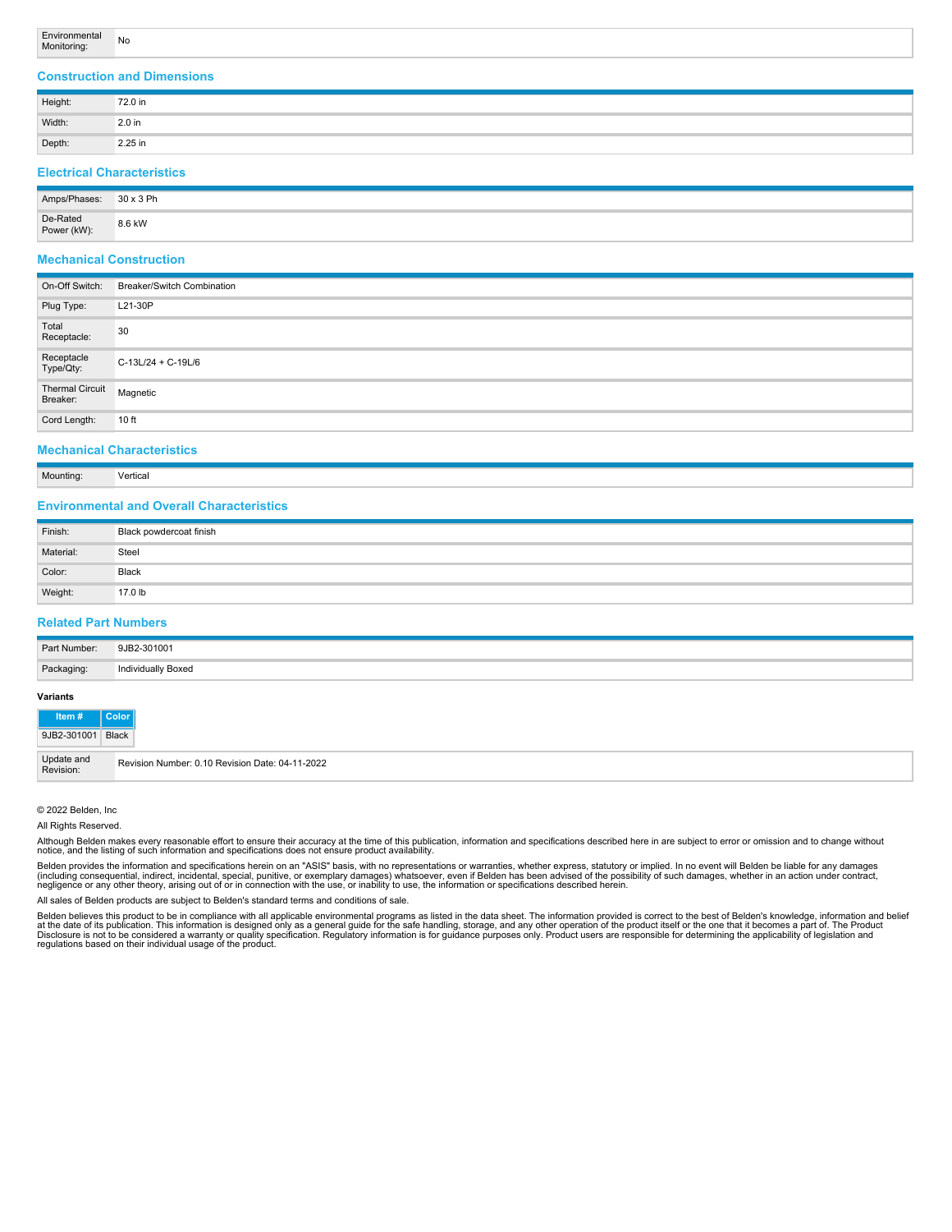| | |
|---|---|
| Environmental Monitoring: | No |

## Construction and Dimensions

| | |
|---|---|
| Height: | 72.0 in |
| Width: | 2.0 in |
| Depth: | 2.25 in |

## Electrical Characteristics

| | |
|---|---|
| Amps/Phases: | 30 x 3 Ph |
| De-Rated Power (kW): | 8.6 kW |

## Mechanical Construction

| | |
|---|---|
| On-Off Switch: | Breaker/Switch Combination |
| Plug Type: | L21-30P |
| Total Receptacle: | 30 |
| Receptacle Type/Qty: | C-13L/24 + C-19L/6 |
| Thermal Circuit Breaker: | Magnetic |
| Cord Length: | 10 ft |

## Mechanical Characteristics

| | |
|---|---|
| Mounting: | Vertical |

## Environmental and Overall Characteristics

| | |
|---|---|
| Finish: | Black powdercoat finish |
| Material: | Steel |
| Color: | Black |
| Weight: | 17.0 lb |

## Related Part Numbers

| | |
|---|---|
| Part Number: | 9JB2-301001 |
| Packaging: | Individually Boxed |

**Variants**

| Item # | Color |
|---|---|
| 9JB2-301001 | Black |

| | |
|---|---|
| Update and Revision: | Revision Number: 0.10 Revision Date: 04-11-2022 |

© 2022 Belden, Inc

All Rights Reserved.

Although Belden makes every reasonable effort to ensure their accuracy at the time of this publication, information and specifications described here in are subject to error or omission and to change without notice, and the listing of such information and specifications does not ensure product availability.

Belden provides the information and specifications herein on an "ASIS" basis, with no representations or warranties, whether express, statutory or implied. In no event will Belden be liable for any damages (including consequential, indirect, incidental, special, punitive, or exemplary damages) whatsoever, even if Belden has been advised of the possibility of such damages, whether in an action under contract, negligence or any other theory, arising out of or in connection with the use, or inability to use, the information or specifications described herein.

All sales of Belden products are subject to Belden's standard terms and conditions of sale.

Belden believes this product to be in compliance with all applicable environmental programs as listed in the data sheet. The information provided is correct to the best of Belden's knowledge, information and belief at the date of its publication. This information is designed only as a general guide for the safe handling, storage, and any other operation of the product itself or the one that it becomes a part of. The Product Disclosure is not to be considered a warranty or quality specification. Regulatory information is for guidance purposes only. Product users are responsible for determining the applicability of legislation and regulations based on their individual usage of the product.